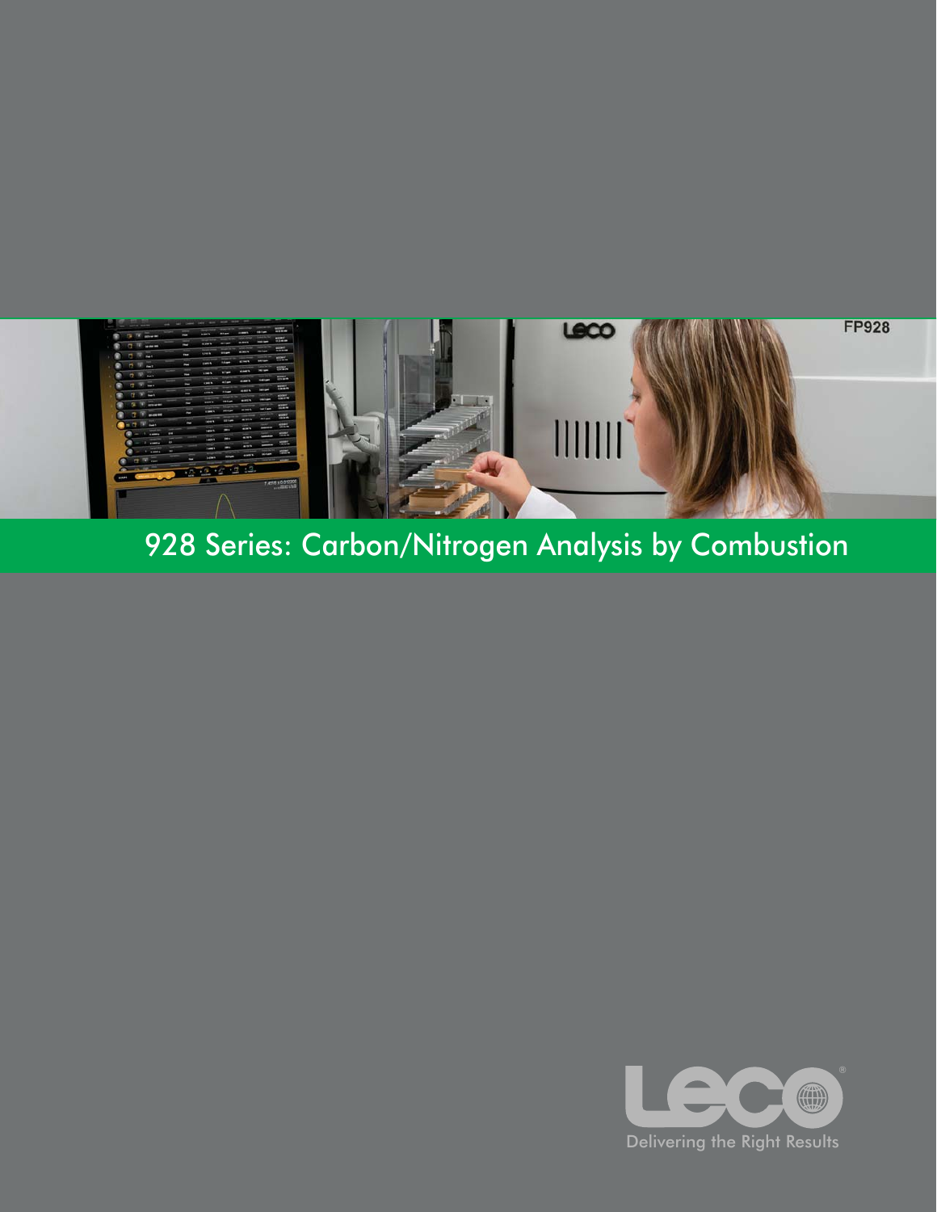# 928 Series: Carbon/Nitrogen Analysis by Combustion

Delivering the Right Results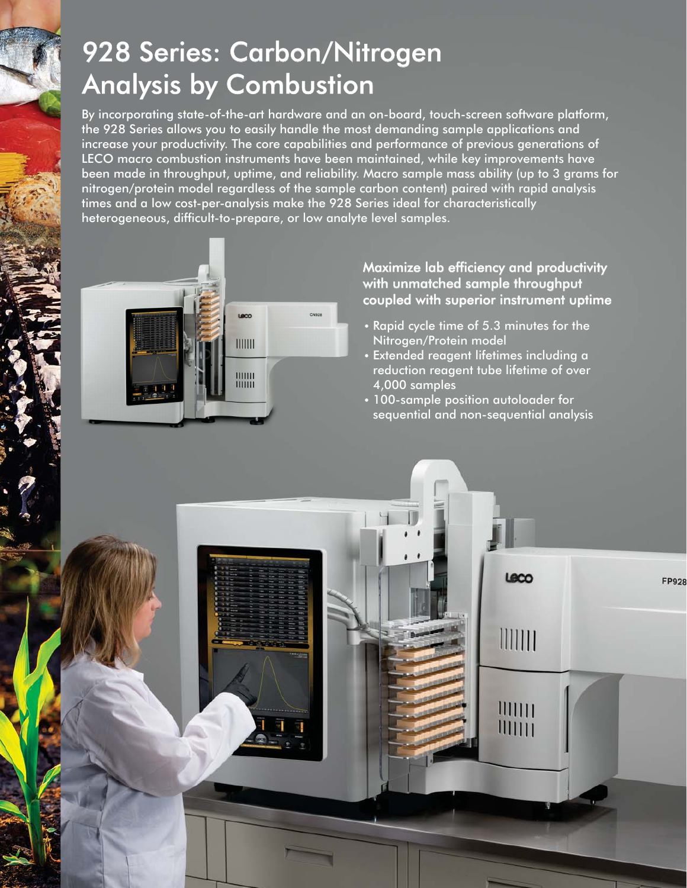# 928 Series: Carbon/Nitrogen Analysis by Combustion

By incorporating state-of-the-art hardware and an on-board, touch-screen software platform, the 928 Series allows you to easily handle the most demanding sample applications and increase your productivity. The core capabilities and performance of previous generations of LECO macro combustion instruments have been maintained, while key improvements have been made in throughput, uptime, and reliability. Macro sample mass ability (up to 3 grams for nitrogen/protein model regardless of the sample carbon content) paired with rapid analysis times and a low cost-per-analysis make the 928 Series ideal for characteristically heterogeneous, difficult-to-prepare, or low analyte level samples.

## Maximize lab efficiency and productivity with unmatched sample throughput coupled with superior instrument uptime

- Rapid cycle time of 5.3 minutes for the Nitrogen/Protein model
- Extended reagent lifetimes including a reduction reagent tube lifetime of over 4,000 samples
- 100-sample position autoloader for sequential and non-sequential analysis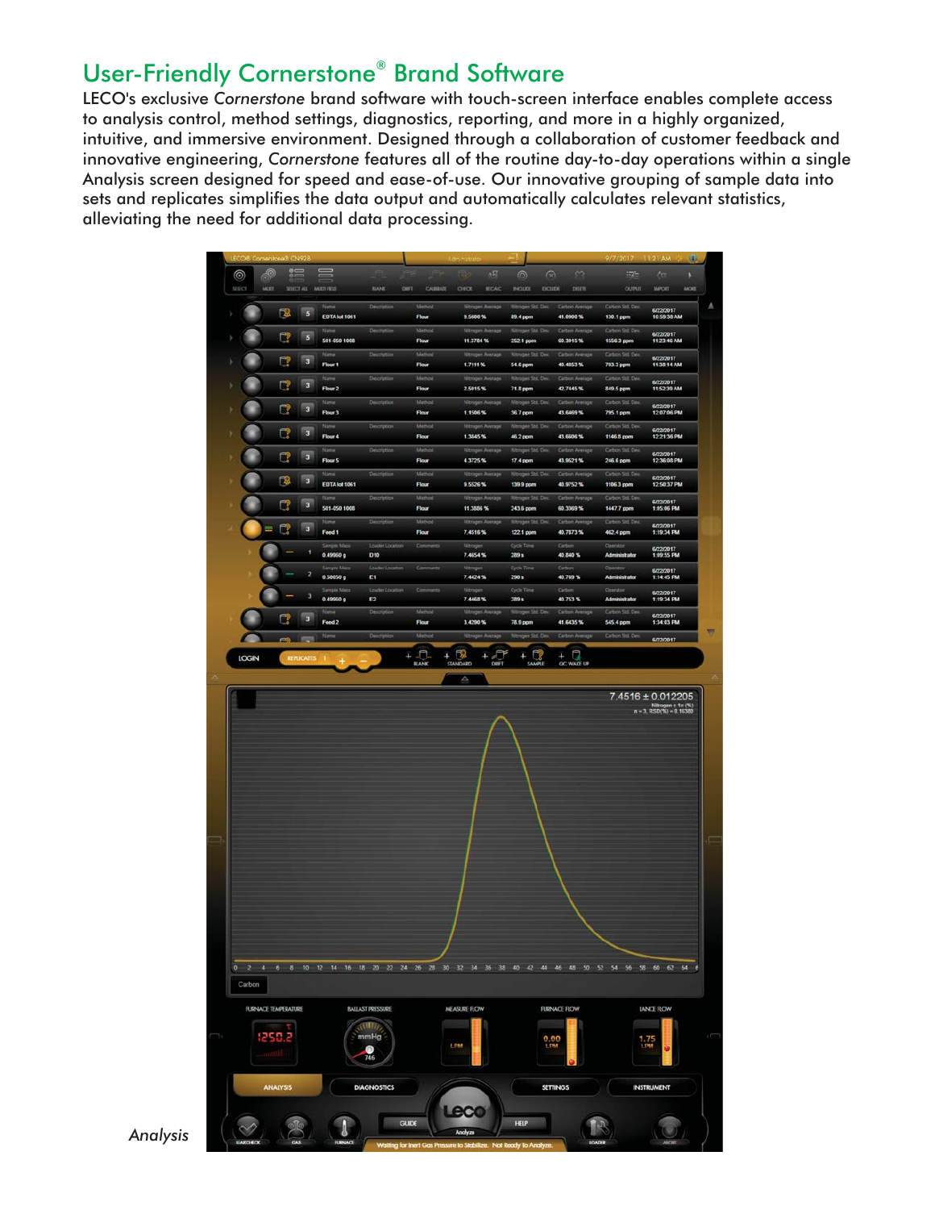# User-Friendly Cornerstone® Brand Software

LECO's exclusive *Cornerstone* brand software with touch-screen interface enables complete access to analysis control, method settings, diagnostics, reporting, and more in a highly organized, intuitive, and immersive environment. Designed through a collaboration of customer feedback and innovative engineering, *Cornerstone* features all of the routine day-to-day operations within a single Analysis screen designed for speed and ease-of-use. Our innovative grouping of sample data into sets and replicates simplifies the data output and automatically calculates relevant statistics, alleviating the need for additional data processing.

*Analysis*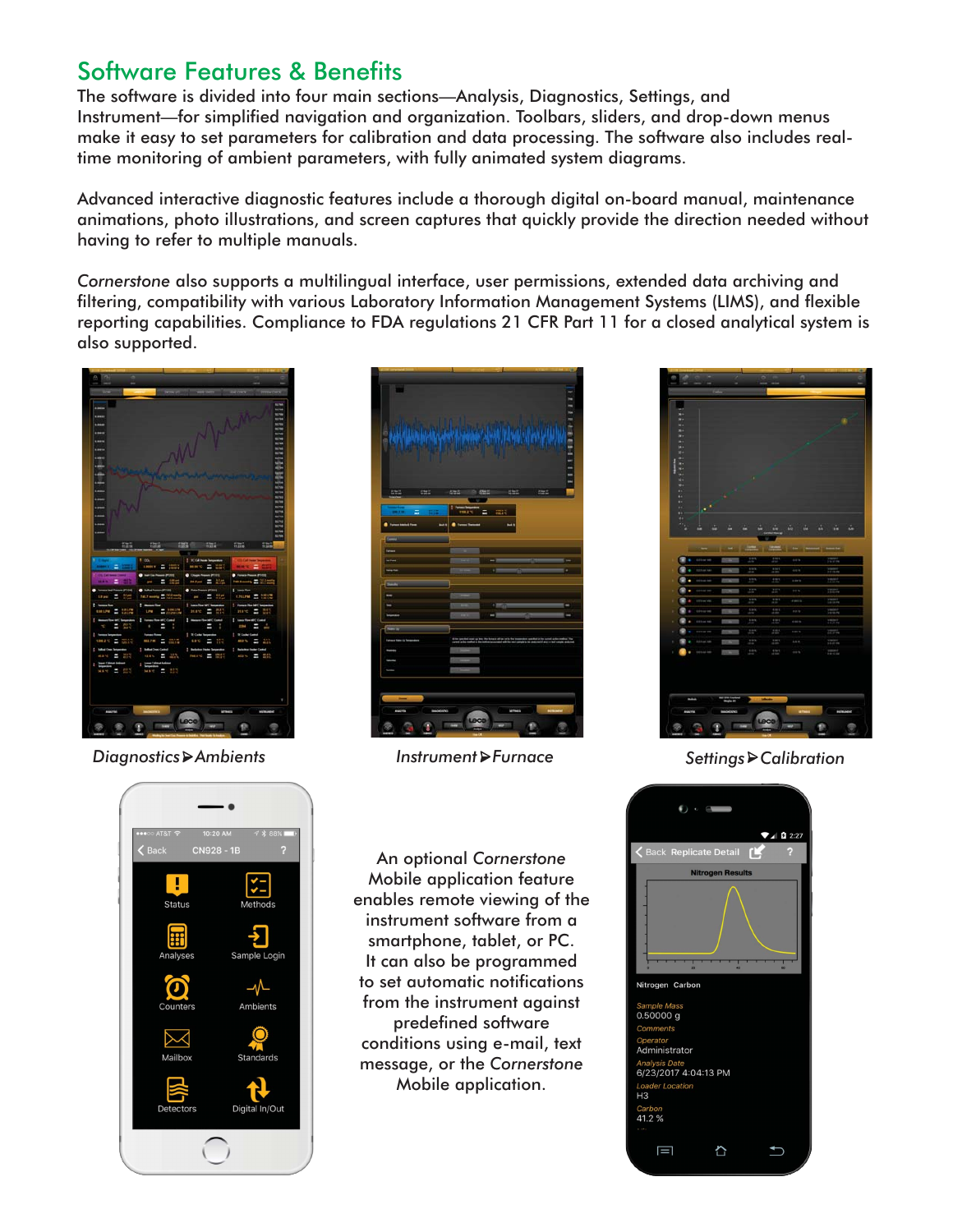## Software Features & Benefits

The software is divided into four main sections—Analysis, Diagnostics, Settings, and Instrument—for simplified navigation and organization. Toolbars, sliders, and drop-down menus make it easy to set parameters for calibration and data processing. The software also includes real-time monitoring of ambient parameters, with fully animated system diagrams.

Advanced interactive diagnostic features include a thorough digital on-board manual, maintenance animations, photo illustrations, and screen captures that quickly provide the direction needed without having to refer to multiple manuals.

*Cornerstone* also supports a multilingual interface, user permissions, extended data archiving and filtering, compatibility with various Laboratory Information Management Systems (LIMS), and flexible reporting capabilities. Compliance to FDA regulations 21 CFR Part 11 for a closed analytical system is also supported.

*Diagnostics ⊳ Ambients*

*Instrument ⊳ Furnace*

*Settings ⊳ Calibration*

An optional *Cornerstone* Mobile application feature enables remote viewing of the instrument software from a smartphone, tablet, or PC. It can also be programmed to set automatic notifications from the instrument against predefined software conditions using e-mail, text message, or the *Cornerstone* Mobile application.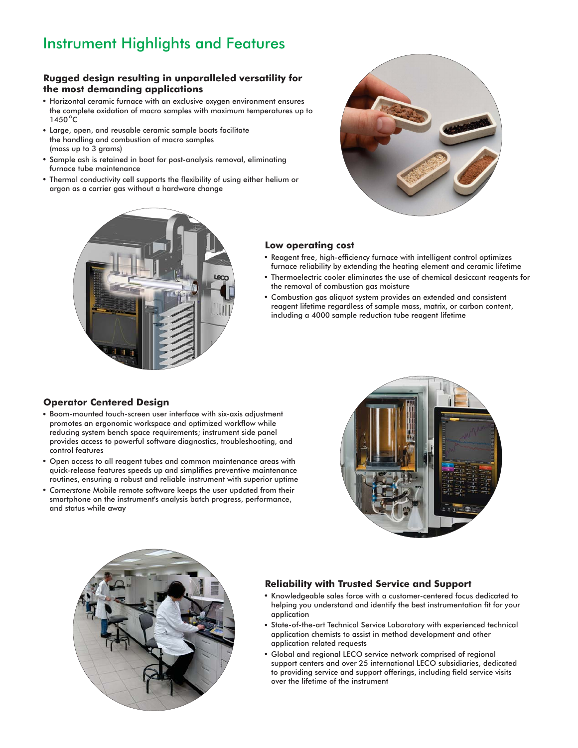# Instrument Highlights and Features

### Rugged design resulting in unparalleled versatility for the most demanding applications

- Horizontal ceramic furnace with an exclusive oxygen environment ensures the complete oxidation of macro samples with maximum temperatures up to 1450°C
- Large, open, and reusable ceramic sample boats facilitate the handling and combustion of macro samples (mass up to 3 grams)
- Sample ash is retained in boat for post-analysis removal, eliminating furnace tube maintenance
- Thermal conductivity cell supports the flexibility of using either helium or argon as a carrier gas without a hardware change

### Low operating cost

- Reagent free, high-efficiency furnace with intelligent control optimizes furnace reliability by extending the heating element and ceramic lifetime
- Thermoelectric cooler eliminates the use of chemical desiccant reagents for the removal of combustion gas moisture
- Combustion gas aliquot system provides an extended and consistent reagent lifetime regardless of sample mass, matrix, or carbon content, including a 4000 sample reduction tube reagent lifetime

### Operator Centered Design

- Boom-mounted touch-screen user interface with six-axis adjustment promotes an ergonomic workspace and optimized workflow while reducing system bench space requirements; instrument side panel provides access to powerful software diagnostics, troubleshooting, and control features
- Open access to all reagent tubes and common maintenance areas with quick-release features speeds up and simplifies preventive maintenance routines, ensuring a robust and reliable instrument with superior uptime
- *Cornerstone* Mobile remote software keeps the user updated from their smartphone on the instrument's analysis batch progress, performance, and status while away

### Reliability with Trusted Service and Support

- Knowledgeable sales force with a customer-centered focus dedicated to helping you understand and identify the best instrumentation fit for your application
- State-of-the-art Technical Service Laboratory with experienced technical application chemists to assist in method development and other application related requests
- Global and regional LECO service network comprised of regional support centers and over 25 international LECO subsidiaries, dedicated to providing service and support offerings, including field service visits over the lifetime of the instrument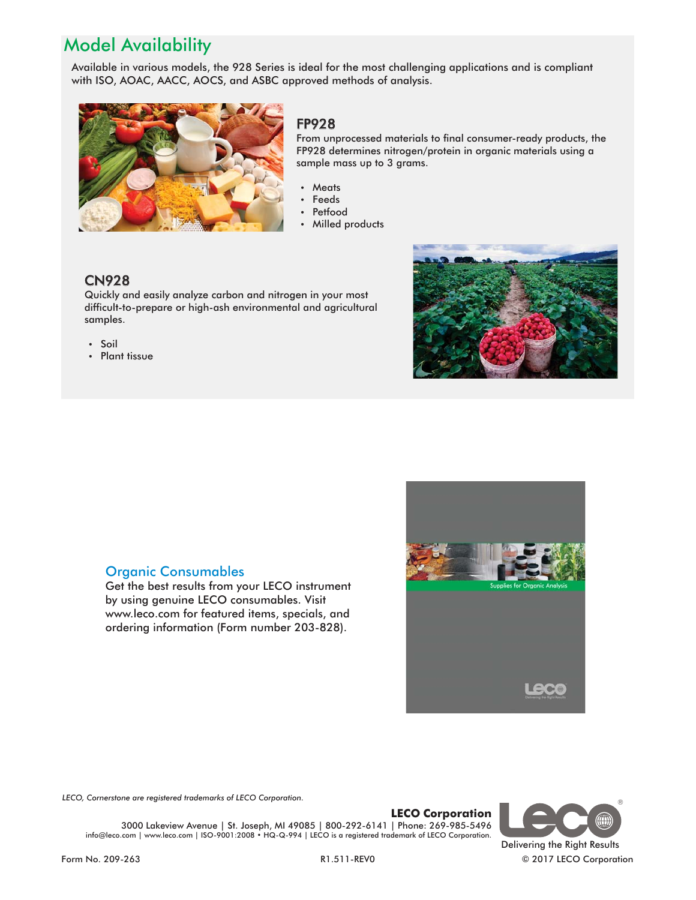# Model Availability

Available in various models, the 928 Series is ideal for the most challenging applications and is compliant with ISO, AOAC, AACC, AOCS, and ASBC approved methods of analysis.

## FP928

From unprocessed materials to final consumer-ready products, the FP928 determines nitrogen/protein in organic materials using a sample mass up to 3 grams.

- Meats
- Feeds
- Petfood
- Milled products

## CN928

Quickly and easily analyze carbon and nitrogen in your most difficult-to-prepare or high-ash environmental and agricultural samples.

- Soil
- Plant tissue

## Organic Consumables

Get the best results from your LECO instrument by using genuine LECO consumables. Visit www.leco.com for featured items, specials, and ordering information (Form number 203-828).

*LECO, Cornerstone are registered trademarks of LECO Corporation.*

**LECO Corporation**
3000 Lakeview Avenue | St. Joseph, MI 49085 | 800-292-6141 | Phone: 269-985-5496
info@leco.com | www.leco.com | ISO-9001:2008 • HQ-Q-994 | LECO is a registered trademark of LECO Corporation.

Delivering the Right Results

Form No. 209-263 R1.511-REV0 © 2017 LECO Corporation